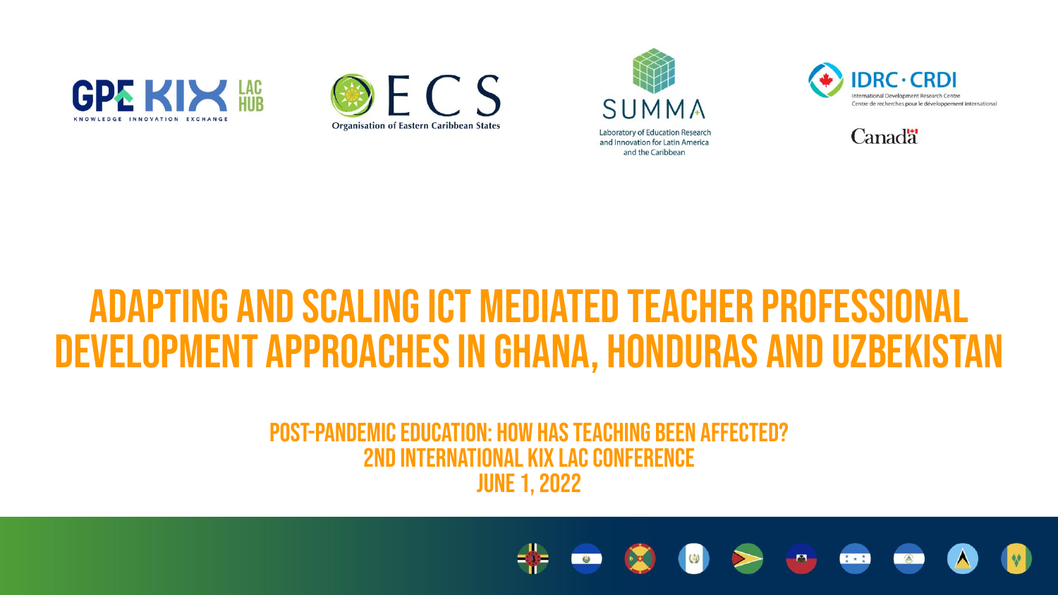GPE KIX LAC HUB — KNOWLEDGE INNOVATION EXCHANGE

OECS — Organisation of Eastern Caribbean States

SUMMA — Laboratory of Education Research and Innovation for Latin America and the Caribbean

IDRC · CRDI — International Development Research Centre / Centre de recherches pour le développement international

Canada

# ADAPTING AND SCALING ICT MEDIATED TEACHER PROFESSIONAL DEVELOPMENT APPROACHES IN GHANA, HONDURAS AND UZBEKISTAN

## POST-PANDEMIC EDUCATION: HOW HAS TEACHING BEEN AFFECTED?

## 2ND INTERNATIONAL KIX LAC CONFERENCE

## JUNE 1, 2022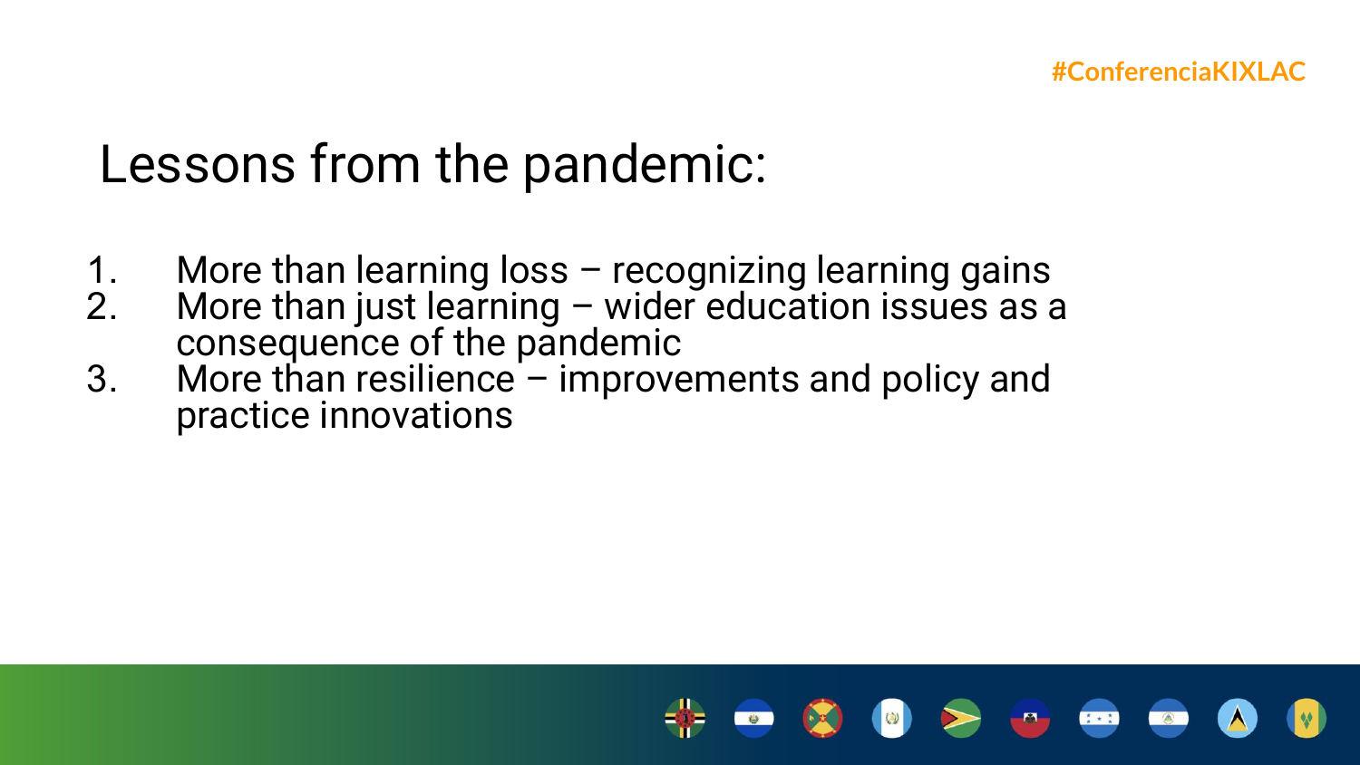# Lessons from the pandemic:

1. More than learning loss – recognizing learning gains
2. More than just learning – wider education issues as a consequence of the pandemic
3. More than resilience – improvements and policy and practice innovations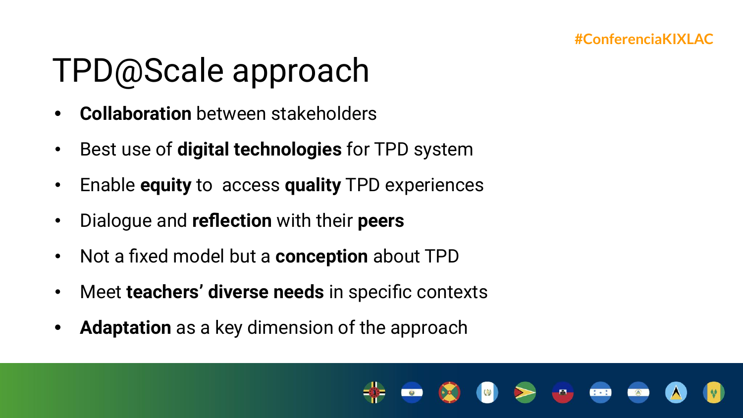# TPD@Scale approach

- **Collaboration** between stakeholders
- Best use of **digital technologies** for TPD system
- Enable **equity** to  access **quality** TPD experiences
- Dialogue and **reflection** with their **peers**
- Not a fixed model but a **conception** about TPD
- Meet **teachers' diverse needs** in specific contexts
- **Adaptation** as a key dimension of the approach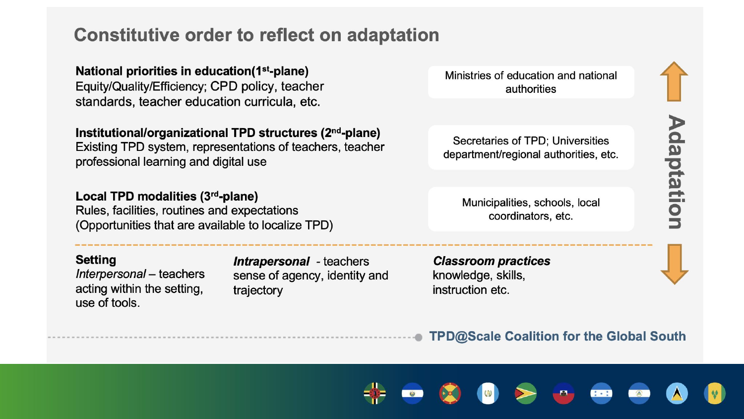# Constitutive order to reflect on adaptation

**National priorities in education(1st-plane)**
Equity/Quality/Efficiency; CPD policy, teacher standards, teacher education curricula, etc.

Ministries of education and national authorities

**Institutional/organizational TPD structures (2nd-plane)**
Existing TPD system, representations of teachers, teacher professional learning and digital use

Secretaries of TPD; Universities department/regional authorities, etc.

**Local TPD modalities (3rd-plane)**
Rules, facilities, routines and expectations
(Opportunities that are available to localize TPD)

Municipalities, schools, local coordinators, etc.

**Adaptation**

---

**Setting**
*Interpersonal* – teachers acting within the setting, use of tools.

***Intrapersonal*** - teachers sense of agency, identity and trajectory

***Classroom practices***
knowledge, skills, instruction etc.

**TPD@Scale Coalition for the Global South**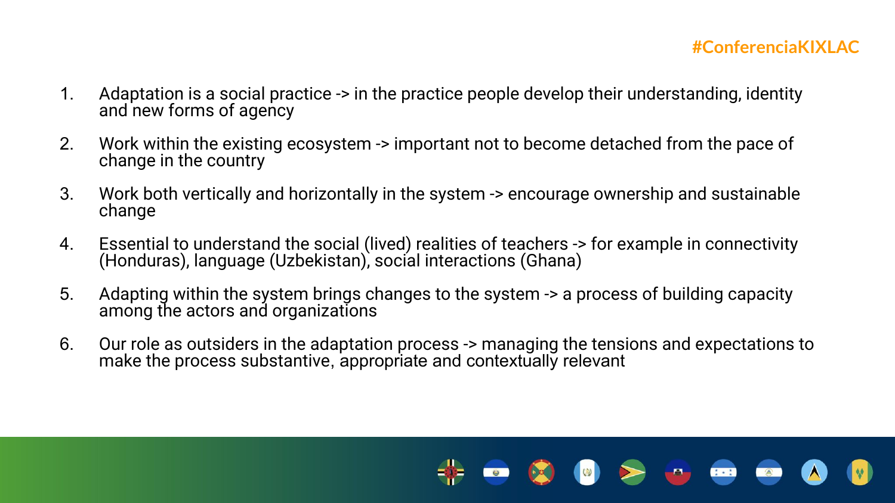1. Adaptation is a social practice -> in the practice people develop their understanding, identity and new forms of agency
2. Work within the existing ecosystem -> important not to become detached from the pace of change in the country
3. Work both vertically and horizontally in the system -> encourage ownership and sustainable change
4. Essential to understand the social (lived) realities of teachers -> for example in connectivity (Honduras), language (Uzbekistan), social interactions (Ghana)
5. Adapting within the system brings changes to the system -> a process of building capacity among the actors and organizations
6. Our role as outsiders in the adaptation process -> managing the tensions and expectations to make the process substantive, appropriate and contextually relevant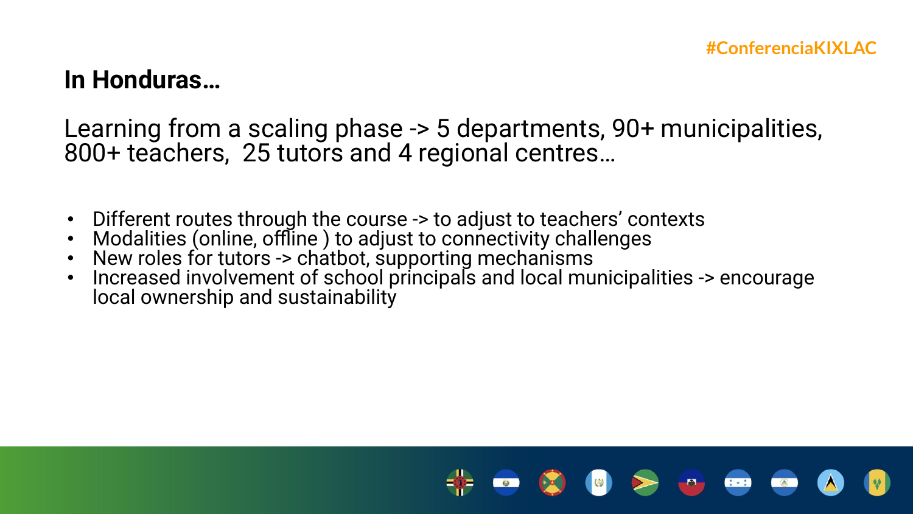## In Honduras…

Learning from a scaling phase -> 5 departments, 90+ municipalities, 800+ teachers, 25 tutors and 4 regional centres…

- Different routes through the course -> to adjust to teachers' contexts
- Modalities (online, offline ) to adjust to connectivity challenges
- New roles for tutors -> chatbot, supporting mechanisms
- Increased involvement of school principals and local municipalities -> encourage local ownership and sustainability